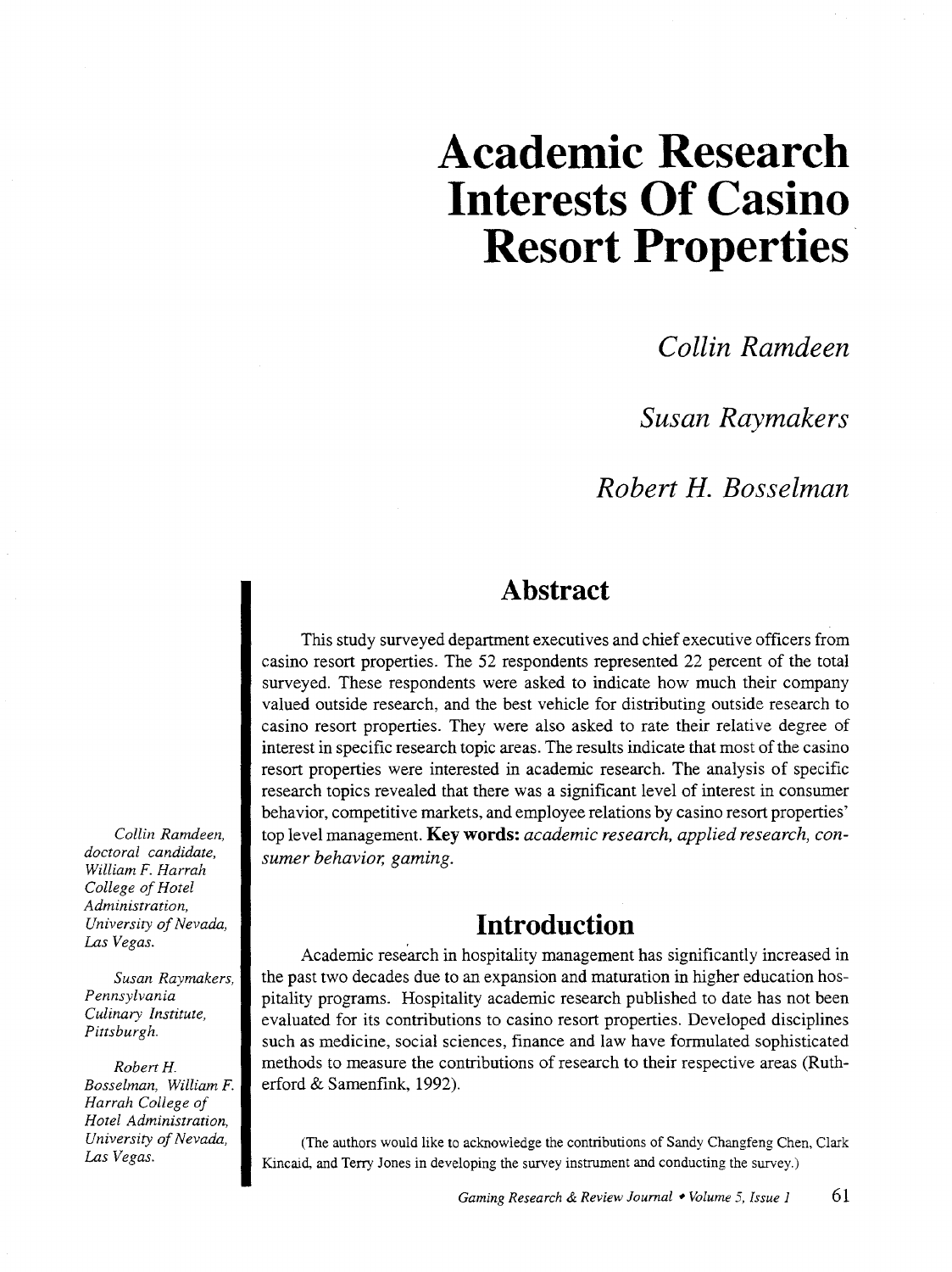# Academic Research Interests Of Casino Resort Properties

*Collin Ramdeen*

*Susan Raymakers*

*Robert H. Bosselman*

## Abstract

This study surveyed department executives and chief executive officers from casino resort properties. The 52 respondents represented 22 percent of the total surveyed. These respondents were asked to indicate how much their company valued outside research, and the best vehicle for distributing outside research to casino resort properties. They were also asked to rate their relative degree of interest in specific research topic areas. The results indicate that most of the casino resort properties were interested in academic research. The analysis of specific research topics revealed that there was a significant level of interest in consumer behavior, competitive markets, and employee relations by casino resort properties' top level management. **Key words:** *academic research, applied research, consumer behavior, gaming.*

*Collin Ramdeen, doctoral candidate, William F. Harrah College of Hotel Administration, University of Nevada, Las Vegas.*

*Susan Raymakers, Pennsylvania Culinary Institute, Pittsburgh.*

*Robert H. Bosselman, William F. Harrah College of Hotel Administration, University of Nevada, Las Vegas.*

## Introduction

Academic research in hospitality management has significantly increased in the past two decades due to an expansion and maturation in higher education hospitality programs. Hospitality academic research published to date has not been evaluated for its contributions to casino resort properties. Developed disciplines such as medicine, social sciences, finance and law have formulated sophisticated methods to measure the contributions of research to their respective areas (Rutherford & Samenfink, 1992).

(The authors would like to acknowledge the contributions of Sandy Changfeng Chen, Clark Kincaid, and Terry Jones in developing the survey instrument and conducting the survey.)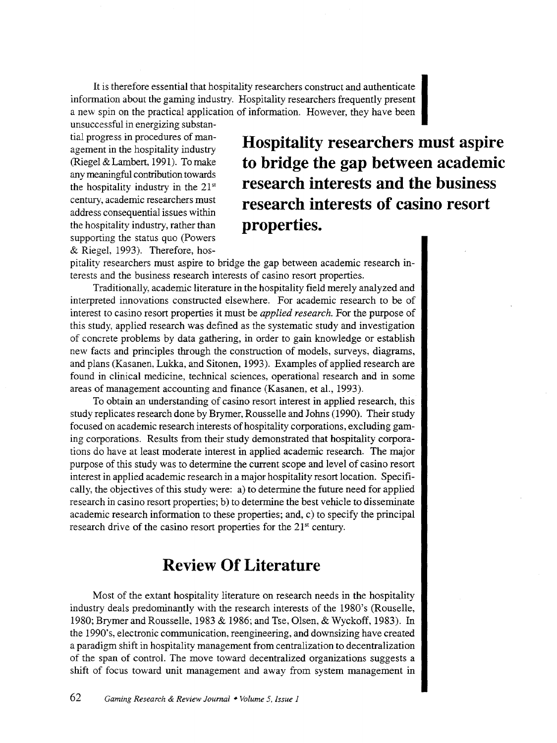It is therefore essential that hospitality researchers construct and authenticate information about the gaming industry. Hospitality researchers frequently present a new spin on the practical application of information. However, they have been unsuccessful in energizing substantial progress in procedures of management in the hospitality industry (Riegel & Lambert, 1991). To make any meaningful contribution towards the hospitality industry in the 21st century, academic researchers must address consequential issues within the hospitality industry, rather than supporting the status quo (Powers & Riegel, 1993). Therefore, hospitality researchers must aspire to bridge the gap between academic research interests and the business research interests of casino resort properties.

**Hospitality researchers must aspire to bridge the gap between academic research interests and the business research interests of casino resort properties.**

Traditionally, academic literature in the hospitality field merely analyzed and interpreted innovations constructed elsewhere. For academic research to be of interest to casino resort properties it must be *applied research.* For the purpose of this study, applied research was defined as the systematic study and investigation of concrete problems by data gathering, in order to gain knowledge or establish new facts and principles through the construction of models, surveys, diagrams, and plans (Kasanen, Lukka, and Sitonen, 1993). Examples of applied research are found in clinical medicine, technical sciences, operational research and in some areas of management accounting and finance (Kasanen, et al., 1993).

To obtain an understanding of casino resort interest in applied research, this study replicates research done by Brymer, Rousselle and Johns (1990). Their study focused on academic research interests of hospitality corporations, excluding gaming corporations. Results from their study demonstrated that hospitality corporations do have at least moderate interest in applied academic research. The major purpose of this study was to determine the current scope and level of casino resort interest in applied academic research in a major hospitality resort location. Specifically, the objectives of this study were: a) to determine the future need for applied research in casino resort properties; b) to determine the best vehicle to disseminate academic research information to these properties; and, c) to specify the principal research drive of the casino resort properties for the 21st century.

## Review Of Literature

Most of the extant hospitality literature on research needs in the hospitality industry deals predominantly with the research interests of the 1980's (Rouselle, 1980; Brymer and Rousselle, 1983 & 1986; and Tse, Olsen, & Wyckoff, 1983). In the 1990's, electronic communication, reengineering, and downsizing have created a paradigm shift in hospitality management from centralization to decentralization of the span of control. The move toward decentralized organizations suggests a shift of focus toward unit management and away from system management in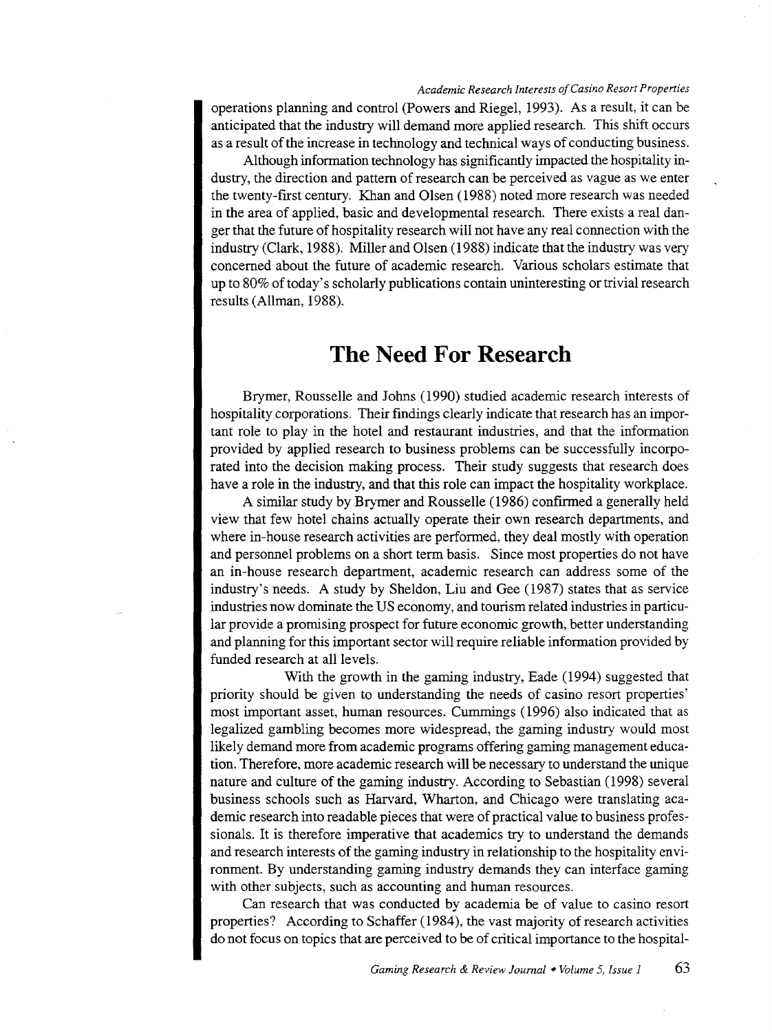operations planning and control (Powers and Riegel, 1993). As a result, it can be anticipated that the industry will demand more applied research. This shift occurs as a result of the increase in technology and technical ways of conducting business.

Although information technology has significantly impacted the hospitality industry, the direction and pattern of research can be perceived as vague as we enter the twenty-first century. Khan and Olsen (1988) noted more research was needed in the area of applied, basic and developmental research. There exists a real danger that the future of hospitality research will not have any real connection with the industry (Clark, 1988). Miller and Olsen (1988) indicate that the industry was very concerned about the future of academic research. Various scholars estimate that up to 80% of today's scholarly publications contain uninteresting or trivial research results (Allman, 1988).

## The Need For Research

Brymer, Rousselle and Johns (1990) studied academic research interests of hospitality corporations. Their findings clearly indicate that research has an important role to play in the hotel and restaurant industries, and that the information provided by applied research to business problems can be successfully incorporated into the decision making process. Their study suggests that research does have a role in the industry, and that this role can impact the hospitality workplace.

A similar study by Brymer and Rousselle (1986) confirmed a generally held view that few hotel chains actually operate their own research departments, and where in-house research activities are performed, they deal mostly with operation and personnel problems on a short term basis. Since most properties do not have an in-house research department, academic research can address some of the industry's needs. A study by Sheldon, Liu and Gee (1987) states that as service industries now dominate the US economy, and tourism related industries in particular provide a promising prospect for future economic growth, better understanding and planning for this important sector will require reliable information provided by funded research at all levels.

With the growth in the gaming industry, Eade (1994) suggested that priority should be given to understanding the needs of casino resort properties' most important asset, human resources. Cummings (1996) also indicated that as legalized gambling becomes more widespread, the gaming industry would most likely demand more from academic programs offering gaming management education. Therefore, more academic research will be necessary to understand the unique nature and culture of the gaming industry. According to Sebastian (1998) several business schools such as Harvard, Wharton, and Chicago were translating academic research into readable pieces that were of practical value to business professionals. It is therefore imperative that academics try to understand the demands and research interests of the gaming industry in relationship to the hospitality environment. By understanding gaming industry demands they can interface gaming with other subjects, such as accounting and human resources.

Can research that was conducted by academia be of value to casino resort properties? According to Schaffer (1984), the vast majority of research activities do not focus on topics that are perceived to be of critical importance to the hospital-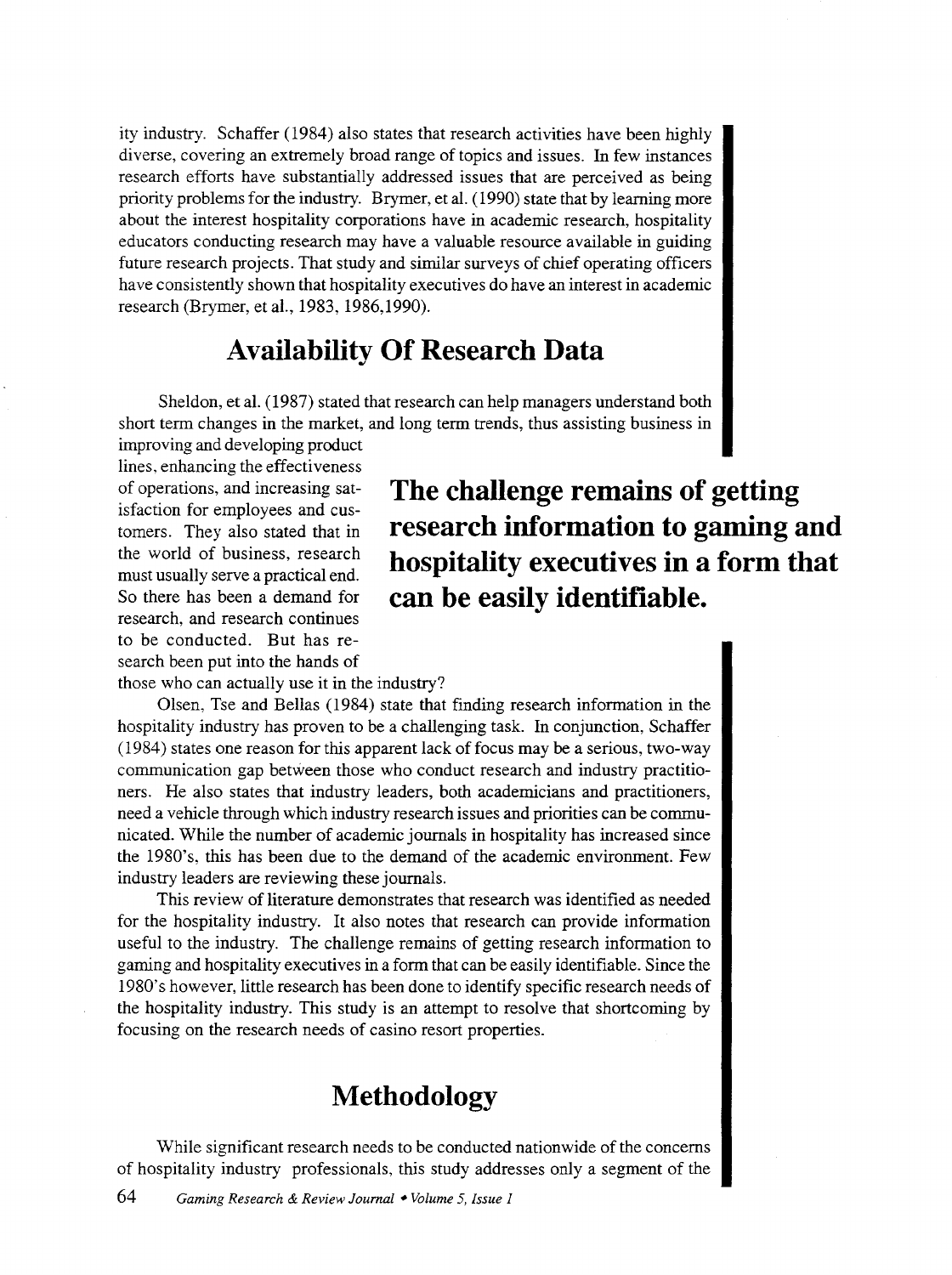ity industry. Schaffer (1984) also states that research activities have been highly diverse, covering an extremely broad range of topics and issues. In few instances research efforts have substantially addressed issues that are perceived as being priority problems for the industry. Brymer, et al. (1990) state that by learning more about the interest hospitality corporations have in academic research, hospitality educators conducting research may have a valuable resource available in guiding future research projects. That study and similar surveys of chief operating officers have consistently shown that hospitality executives do have an interest in academic research (Brymer, et al., 1983, 1986,1990).

## Availability Of Research Data

Sheldon, et al. (1987) stated that research can help managers understand both short term changes in the market, and long term trends, thus assisting business in improving and developing product lines, enhancing the effectiveness of operations, and increasing satisfaction for employees and customers. They also stated that in the world of business, research must usually serve a practical end. So there has been a demand for research, and research continues to be conducted. But has research been put into the hands of those who can actually use it in the industry?

**The challenge remains of getting research information to gaming and hospitality executives in a form that can be easily identifiable.**

Olsen, Tse and Bellas (1984) state that finding research information in the hospitality industry has proven to be a challenging task. In conjunction, Schaffer (1984) states one reason for this apparent lack of focus may be a serious, two-way communication gap between those who conduct research and industry practitioners. He also states that industry leaders, both academicians and practitioners, need a vehicle through which industry research issues and priorities can be communicated. While the number of academic journals in hospitality has increased since the 1980's, this has been due to the demand of the academic environment. Few industry leaders are reviewing these journals.

This review of literature demonstrates that research was identified as needed for the hospitality industry. It also notes that research can provide information useful to the industry. The challenge remains of getting research information to gaming and hospitality executives in a form that can be easily identifiable. Since the 1980's however, little research has been done to identify specific research needs of the hospitality industry. This study is an attempt to resolve that shortcoming by focusing on the research needs of casino resort properties.

## Methodology

While significant research needs to be conducted nationwide of the concerns of hospitality industry professionals, this study addresses only a segment of the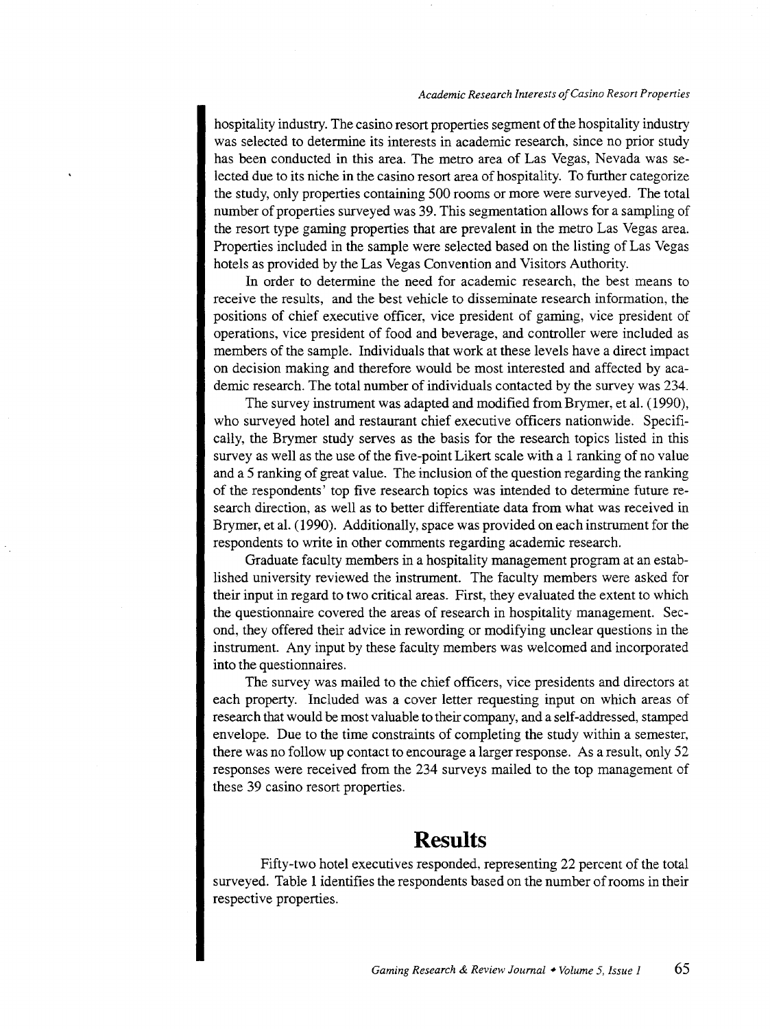hospitality industry. The casino resort properties segment of the hospitality industry was selected to determine its interests in academic research, since no prior study has been conducted in this area. The metro area of Las Vegas, Nevada was selected due to its niche in the casino resort area of hospitality. To further categorize the study, only properties containing 500 rooms or more were surveyed. The total number of properties surveyed was 39. This segmentation allows for a sampling of the resort type gaming properties that are prevalent in the metro Las Vegas area. Properties included in the sample were selected based on the listing of Las Vegas hotels as provided by the Las Vegas Convention and Visitors Authority.

In order to determine the need for academic research, the best means to receive the results, and the best vehicle to disseminate research information, the positions of chief executive officer, vice president of gaming, vice president of operations, vice president of food and beverage, and controller were included as members of the sample. Individuals that work at these levels have a direct impact on decision making and therefore would be most interested and affected by academic research. The total number of individuals contacted by the survey was 234.

The survey instrument was adapted and modified from Brymer, et al. (1990), who surveyed hotel and restaurant chief executive officers nationwide. Specifically, the Brymer study serves as the basis for the research topics listed in this survey as well as the use of the five-point Likert scale with a 1 ranking of no value and a 5 ranking of great value. The inclusion of the question regarding the ranking of the respondents' top five research topics was intended to determine future research direction, as well as to better differentiate data from what was received in Brymer, et al. (1990). Additionally, space was provided on each instrument for the respondents to write in other comments regarding academic research.

Graduate faculty members in a hospitality management program at an established university reviewed the instrument. The faculty members were asked for their input in regard to two critical areas. First, they evaluated the extent to which the questionnaire covered the areas of research in hospitality management. Second, they offered their advice in rewording or modifying unclear questions in the instrument. Any input by these faculty members was welcomed and incorporated into the questionnaires.

The survey was mailed to the chief officers, vice presidents and directors at each property. Included was a cover letter requesting input on which areas of research that would be most valuable to their company, and a self-addressed, stamped envelope. Due to the time constraints of completing the study within a semester, there was no follow up contact to encourage a larger response. As a result, only 52 responses were received from the 234 surveys mailed to the top management of these 39 casino resort properties.

## Results

Fifty-two hotel executives responded, representing 22 percent of the total surveyed. Table 1 identifies the respondents based on the number of rooms in their respective properties.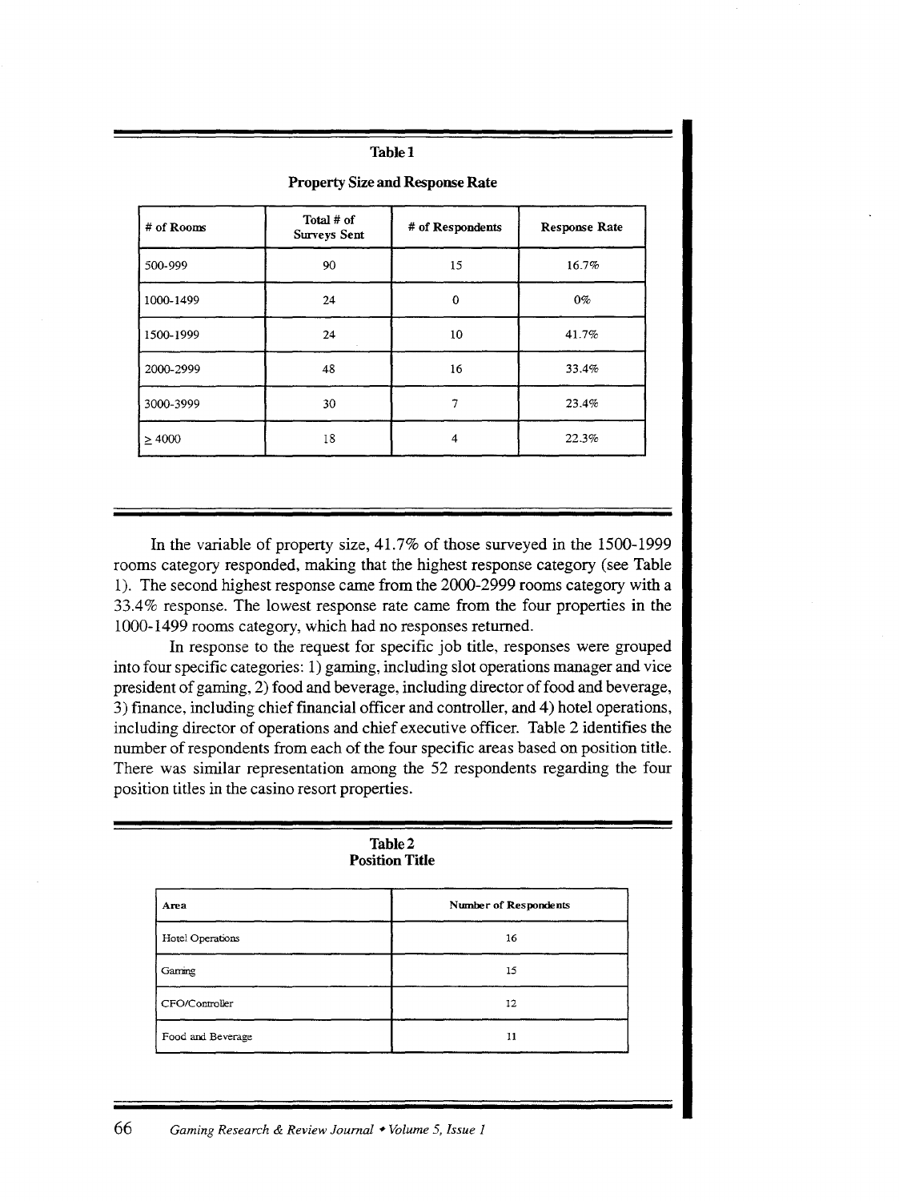**Table 1**

**Property Size and Response Rate**

| # of Rooms | Total # of Surveys Sent | # of Respondents | Response Rate |
|---|---|---|---|
| 500-999 | 90 | 15 | 16.7% |
| 1000-1499 | 24 | 0 | 0% |
| 1500-1999 | 24 | 10 | 41.7% |
| 2000-2999 | 48 | 16 | 33.4% |
| 3000-3999 | 30 | 7 | 23.4% |
| ≥ 4000 | 18 | 4 | 22.3% |

In the variable of property size, 41.7% of those surveyed in the 1500-1999 rooms category responded, making that the highest response category (see Table 1). The second highest response came from the 2000-2999 rooms category with a 33.4% response. The lowest response rate came from the four properties in the 1000-1499 rooms category, which had no responses returned.

In response to the request for specific job title, responses were grouped into four specific categories: 1) gaming, including slot operations manager and vice president of gaming, 2) food and beverage, including director of food and beverage, 3) finance, including chief financial officer and controller, and 4) hotel operations, including director of operations and chief executive officer. Table 2 identifies the number of respondents from each of the four specific areas based on position title. There was similar representation among the 52 respondents regarding the four position titles in the casino resort properties.

**Table 2**
**Position Title**

| Area | Number of Respondents |
|---|---|
| Hotel Operations | 16 |
| Gaming | 15 |
| CFO/Controller | 12 |
| Food and Beverage | 11 |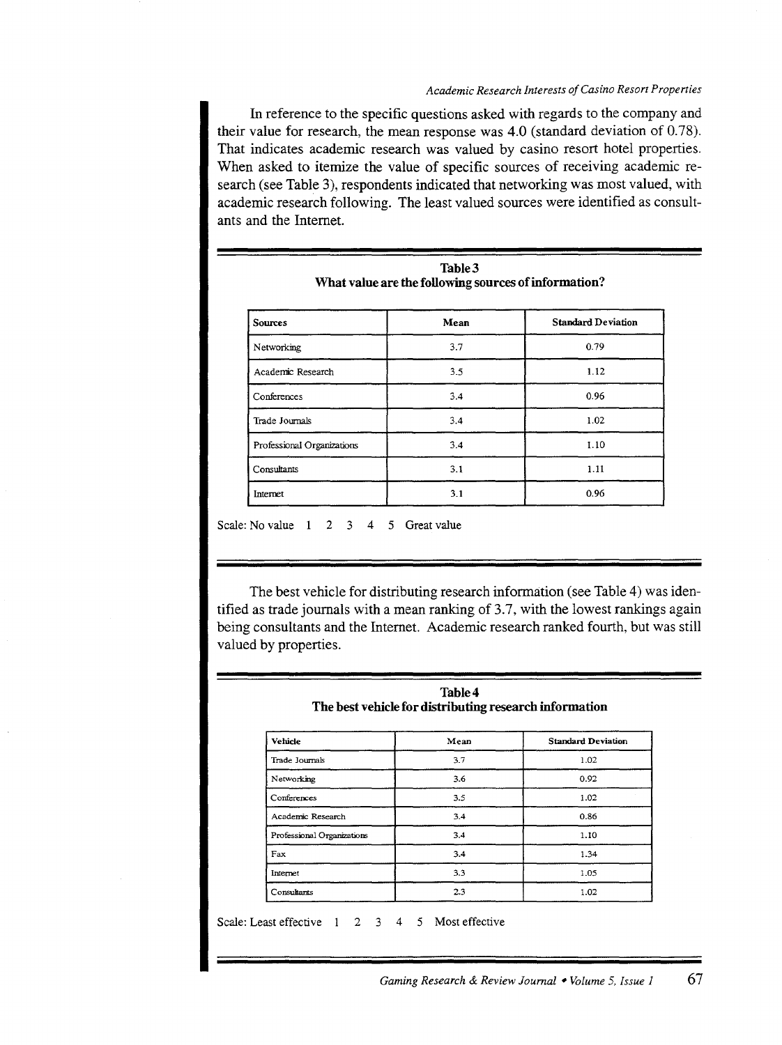In reference to the specific questions asked with regards to the company and their value for research, the mean response was 4.0 (standard deviation of 0.78). That indicates academic research was valued by casino resort hotel properties. When asked to itemize the value of specific sources of receiving academic research (see Table 3), respondents indicated that networking was most valued, with academic research following. The least valued sources were identified as consultants and the Internet.

**Table 3**
**What value are the following sources of information?**

| Sources | Mean | Standard Deviation |
|---|---|---|
| Networking | 3.7 | 0.79 |
| Academic Research | 3.5 | 1.12 |
| Conferences | 3.4 | 0.96 |
| Trade Journals | 3.4 | 1.02 |
| Professional Organizations | 3.4 | 1.10 |
| Consultants | 3.1 | 1.11 |
| Internet | 3.1 | 0.96 |

Scale: No value 1 2 3 4 5 Great value

The best vehicle for distributing research information (see Table 4) was identified as trade journals with a mean ranking of 3.7, with the lowest rankings again being consultants and the Internet. Academic research ranked fourth, but was still valued by properties.

**Table 4**
**The best vehicle for distributing research information**

| Vehicle | Mean | Standard Deviation |
|---|---|---|
| Trade Journals | 3.7 | 1.02 |
| Networking | 3.6 | 0.92 |
| Conferences | 3.5 | 1.02 |
| Academic Research | 3.4 | 0.86 |
| Professional Organizations | 3.4 | 1.10 |
| Fax | 3.4 | 1.34 |
| Internet | 3.3 | 1.05 |
| Consultants | 2.3 | 1.02 |

Scale: Least effective 1 2 3 4 5 Most effective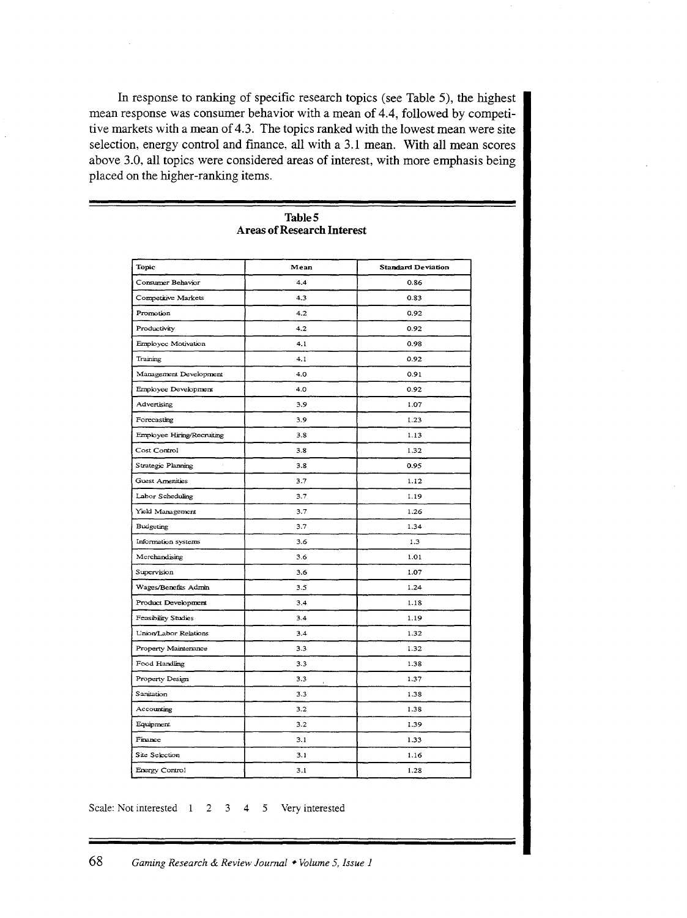In response to ranking of specific research topics (see Table 5), the highest mean response was consumer behavior with a mean of 4.4, followed by competitive markets with a mean of 4.3. The topics ranked with the lowest mean were site selection, energy control and finance, all with a 3.1 mean. With all mean scores above 3.0, all topics were considered areas of interest, with more emphasis being placed on the higher-ranking items.

**Table 5**
**Areas of Research Interest**

| Topic | Mean | Standard Deviation |
|---|---|---|
| Consumer Behavior | 4.4 | 0.86 |
| Competitive Markets | 4.3 | 0.83 |
| Promotion | 4.2 | 0.92 |
| Productivity | 4.2 | 0.92 |
| Employee Motivation | 4.1 | 0.98 |
| Training | 4.1 | 0.92 |
| Management Development | 4.0 | 0.91 |
| Employee Development | 4.0 | 0.92 |
| Advertising | 3.9 | 1.07 |
| Forecasting | 3.9 | 1.23 |
| Employee Hiring/Recruiting | 3.8 | 1.13 |
| Cost Control | 3.8 | 1.32 |
| Strategic Planning | 3.8 | 0.95 |
| Guest Amenities | 3.7 | 1.12 |
| Labor Scheduling | 3.7 | 1.19 |
| Yield Management | 3.7 | 1.26 |
| Budgeting | 3.7 | 1.34 |
| Information systems | 3.6 | 1.3 |
| Merchandising | 3.6 | 1.01 |
| Supervision | 3.6 | 1.07 |
| Wages/Benefits Admin | 3.5 | 1.24 |
| Product Development | 3.4 | 1.18 |
| Feasibility Studies | 3.4 | 1.19 |
| Union/Labor Relations | 3.4 | 1.32 |
| Property Maintenance | 3.3 | 1.32 |
| Food Handling | 3.3 | 1.38 |
| Property Design | 3.3 | 1.37 |
| Sanitation | 3.3 | 1.38 |
| Accounting | 3.2 | 1.38 |
| Equipment | 3.2 | 1.39 |
| Finance | 3.1 | 1.33 |
| Site Selection | 3.1 | 1.16 |
| Energy Control | 3.1 | 1.28 |

Scale: Not interested 1 2 3 4 5 Very interested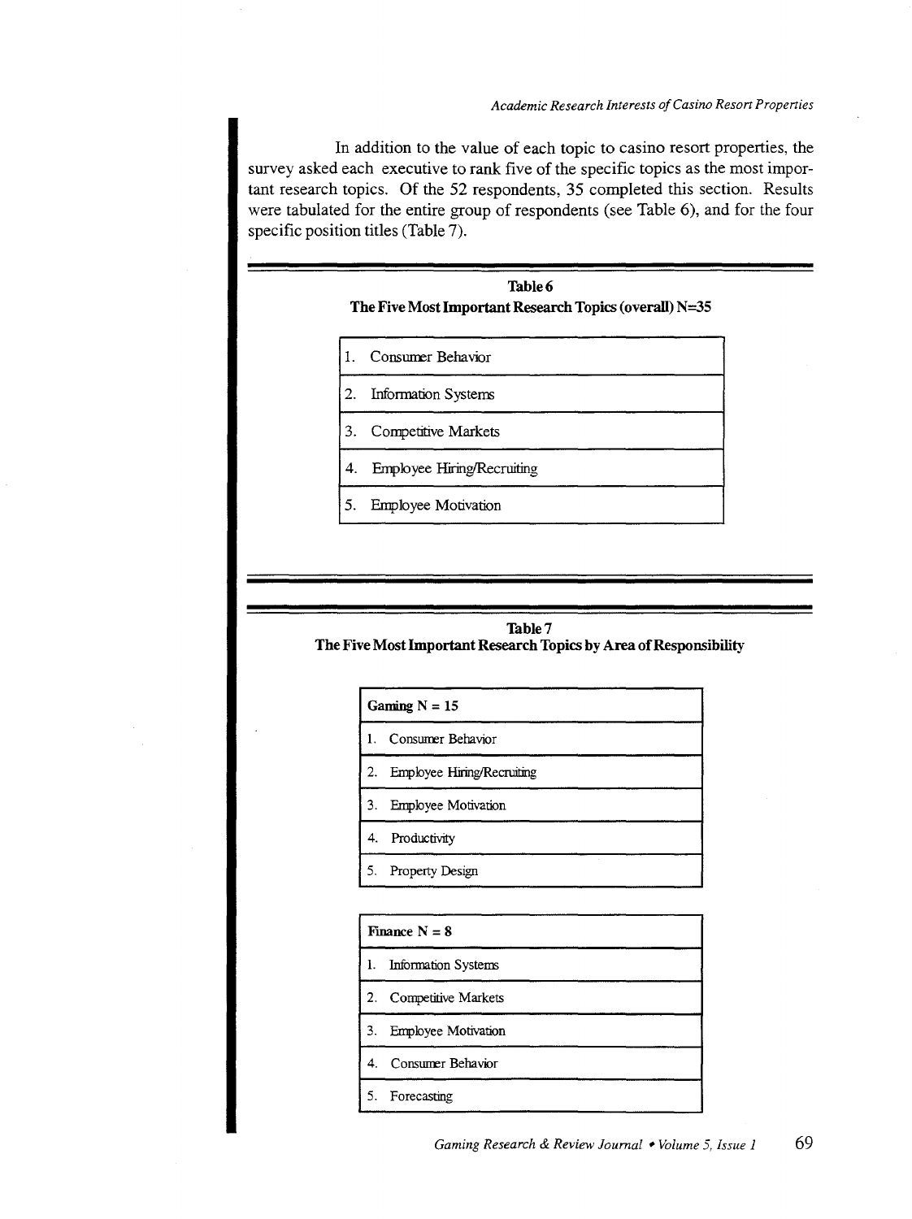In addition to the value of each topic to casino resort properties, the survey asked each executive to rank five of the specific topics as the most important research topics. Of the 52 respondents, 35 completed this section. Results were tabulated for the entire group of respondents (see Table 6), and for the four specific position titles (Table 7).

**Table 6**
**The Five Most Important Research Topics (overall) N=35**

| |
|---|
| 1. Consumer Behavior |
| 2. Information Systems |
| 3. Competitive Markets |
| 4. Employee Hiring/Recruiting |
| 5. Employee Motivation |

**Table 7**
**The Five Most Important Research Topics by Area of Responsibility**

| Gaming N = 15 |
|---|
| 1. Consumer Behavior |
| 2. Employee Hiring/Recruiting |
| 3. Employee Motivation |
| 4. Productivity |
| 5. Property Design |

| Finance N = 8 |
|---|
| 1. Information Systems |
| 2. Competitive Markets |
| 3. Employee Motivation |
| 4. Consumer Behavior |
| 5. Forecasting |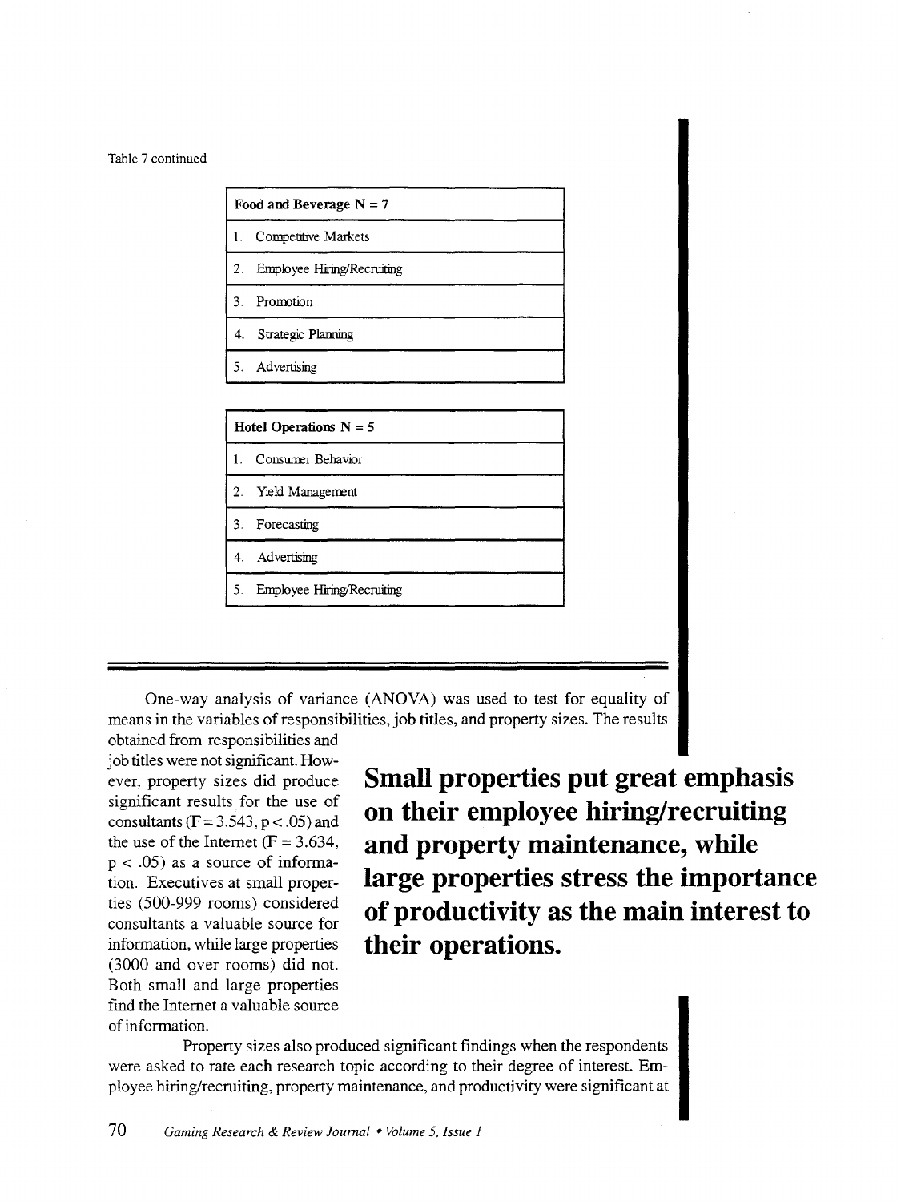Table 7 continued

| Food and Beverage N = 7 |
|---|
| 1. Competitive Markets |
| 2. Employee Hiring/Recruiting |
| 3. Promotion |
| 4. Strategic Planning |
| 5. Advertising |

| Hotel Operations N = 5 |
|---|
| 1. Consumer Behavior |
| 2. Yield Management |
| 3. Forecasting |
| 4. Advertising |
| 5. Employee Hiring/Recruiting |

One-way analysis of variance (ANOVA) was used to test for equality of means in the variables of responsibilities, job titles, and property sizes. The results obtained from responsibilities and job titles were not significant. However, property sizes did produce significant results for the use of consultants ($F = 3.543$, $p < .05$) and the use of the Internet ($F = 3.634$, $p < .05$) as a source of information. Executives at small properties (500-999 rooms) considered consultants a valuable source for information, while large properties (3000 and over rooms) did not. Both small and large properties find the Internet a valuable source of information.

**Small properties put great emphasis on their employee hiring/recruiting and property maintenance, while large properties stress the importance of productivity as the main interest to their operations.**

Property sizes also produced significant findings when the respondents were asked to rate each research topic according to their degree of interest. Employee hiring/recruiting, property maintenance, and productivity were significant at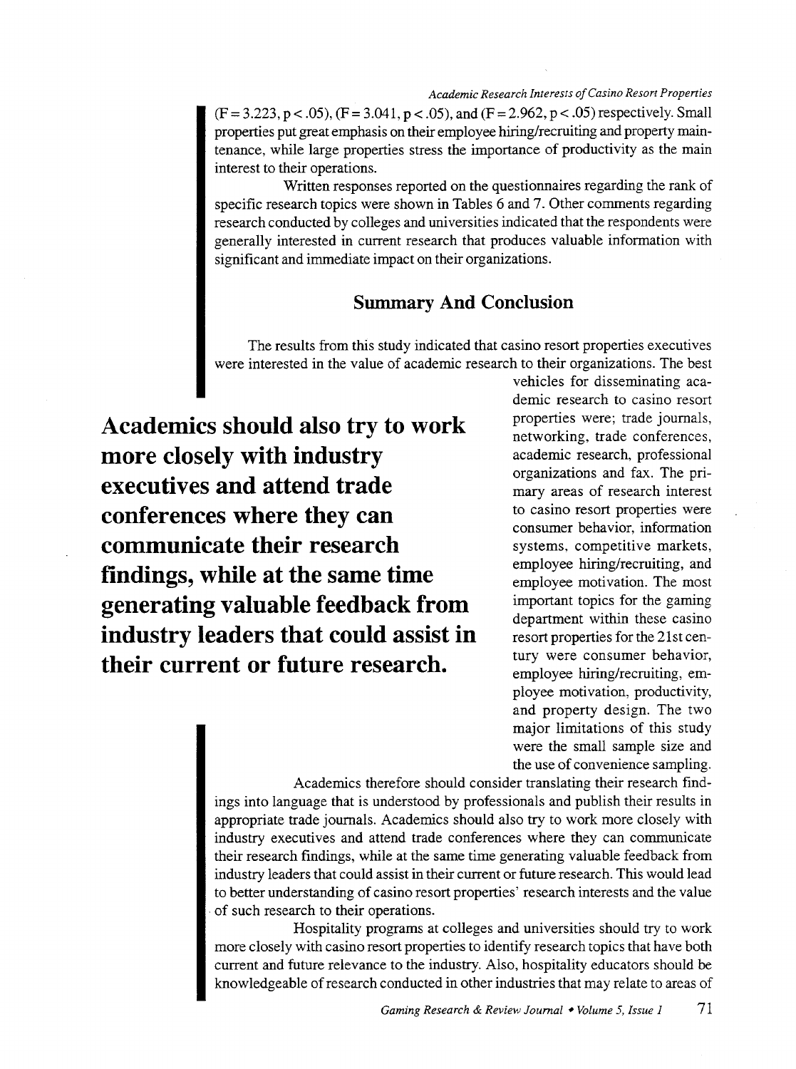($F = 3.223, p < .05$), ($F = 3.041, p < .05$), and ($F = 2.962, p < .05$) respectively. Small properties put great emphasis on their employee hiring/recruiting and property maintenance, while large properties stress the importance of productivity as the main interest to their operations.

Written responses reported on the questionnaires regarding the rank of specific research topics were shown in Tables 6 and 7. Other comments regarding research conducted by colleges and universities indicated that the respondents were generally interested in current research that produces valuable information with significant and immediate impact on their organizations.

## Summary And Conclusion

The results from this study indicated that casino resort properties executives were interested in the value of academic research to their organizations. The best vehicles for disseminating academic research to casino resort properties were; trade journals, networking, trade conferences, academic research, professional organizations and fax. The primary areas of research interest to casino resort properties were consumer behavior, information systems, competitive markets, employee hiring/recruiting, and employee motivation. The most important topics for the gaming department within these casino resort properties for the 21st century were consumer behavior, employee hiring/recruiting, employee motivation, productivity, and property design. The two major limitations of this study were the small sample size and the use of convenience sampling.

**Academics should also try to work more closely with industry executives and attend trade conferences where they can communicate their research findings, while at the same time generating valuable feedback from industry leaders that could assist in their current or future research.**

Academics therefore should consider translating their research findings into language that is understood by professionals and publish their results in appropriate trade journals. Academics should also try to work more closely with industry executives and attend trade conferences where they can communicate their research findings, while at the same time generating valuable feedback from industry leaders that could assist in their current or future research. This would lead to better understanding of casino resort properties' research interests and the value of such research to their operations.

Hospitality programs at colleges and universities should try to work more closely with casino resort properties to identify research topics that have both current and future relevance to the industry. Also, hospitality educators should be knowledgeable of research conducted in other industries that may relate to areas of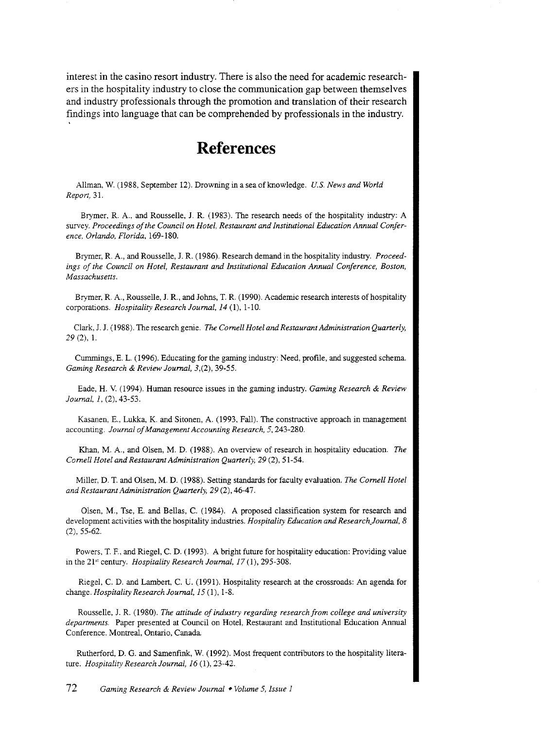interest in the casino resort industry. There is also the need for academic researchers in the hospitality industry to close the communication gap between themselves and industry professionals through the promotion and translation of their research findings into language that can be comprehended by professionals in the industry.

# References

Allman, W. (1988, September 12). Drowning in a sea of knowledge. *U.S. News and World Report,* 31.

Brymer, R. A., and Rousselle, J. R. (1983). The research needs of the hospitality industry: A survey. *Proceedings of the Council on Hotel, Restaurant and Institutional Education Annual Conference, Orlando, Florida,* 169-180.

Brymer, R. A., and Rousselle, J. R. (1986). Research demand in the hospitality industry. *Proceedings of the Council on Hotel, Restaurant and Institutional Education Annual Conference, Boston, Massachusetts.*

Brymer, R. A., Rousselle, J. R., and Johns, T. R. (1990). Academic research interests of hospitality corporations. *Hospitality Research Journal, 14* (1), 1-10.

Clark, J. J. (1988). The research genie. *The Cornell Hotel and Restaurant Administration Quarterly, 29* (2), 1.

Cummings, E. L. (1996). Educating for the gaming industry: Need, profile, and suggested schema. *Gaming Research & Review Journal, 3,*(2), 39-55.

Eade, H. V. (1994). Human resource issues in the gaming industry. *Gaming Research & Review Journal, 1,* (2), 43-53.

Kasanen, E., Lukka, K. and Sitonen, A. (1993, Fall). The constructive approach in management accounting. *Journal of Management Accounting Research, 5,* 243-280.

Khan, M. A., and Olsen, M. D. (1988). An overview of research in hospitality education. *The Cornell Hotel and Restaurant Administration Quarterly, 29* (2), 51-54.

Miller, D. T. and Olsen, M. D. (1988). Setting standards for faculty evaluation. *The Cornell Hotel and Restaurant Administration Quarterly, 29* (2), 46-47.

Olsen, M., Tse, E. and Bellas, C. (1984). A proposed classification system for research and development activities with the hospitality industries. *Hospitality Education and Research Journal, 8* (2), 55-62.

Powers, T. F., and Riegel, C. D. (1993). A bright future for hospitality education: Providing value in the 21st century. *Hospitality Research Journal, 17* (1), 295-308.

Riegel, C. D. and Lambert, C. U. (1991). Hospitality research at the crossroads: An agenda for change. *Hospitality Research Journal, 15* (1), 1-8.

Rousselle, J. R. (1980). *The attitude of industry regarding research from college and university departments.* Paper presented at Council on Hotel, Restaurant and Institutional Education Annual Conference. Montreal, Ontario, Canada.

Rutherford, D. G. and Samenfink, W. (1992). Most frequent contributors to the hospitality literature. *Hospitality Research Journal, 16* (1), 23-42.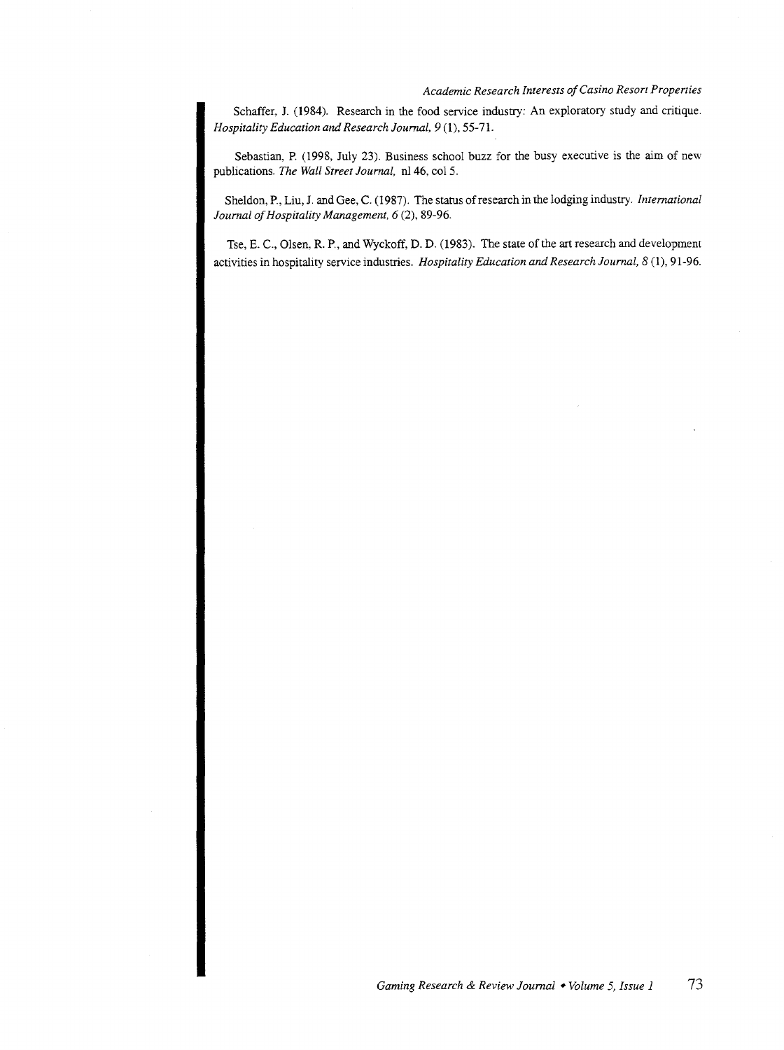Schaffer, J. (1984). Research in the food service industry: An exploratory study and critique. *Hospitality Education and Research Journal, 9* (1), 55-71.

Sebastian, P. (1998, July 23). Business school buzz for the busy executive is the aim of new publications. *The Wall Street Journal,* nl 46, col 5.

Sheldon, P., Liu, J. and Gee, C. (1987). The status of research in the lodging industry. *International Journal of Hospitality Management, 6* (2), 89-96.

Tse, E. C., Olsen, R. P., and Wyckoff, D. D. (1983). The state of the art research and development activities in hospitality service industries. *Hospitality Education and Research Journal, 8* (1), 91-96.